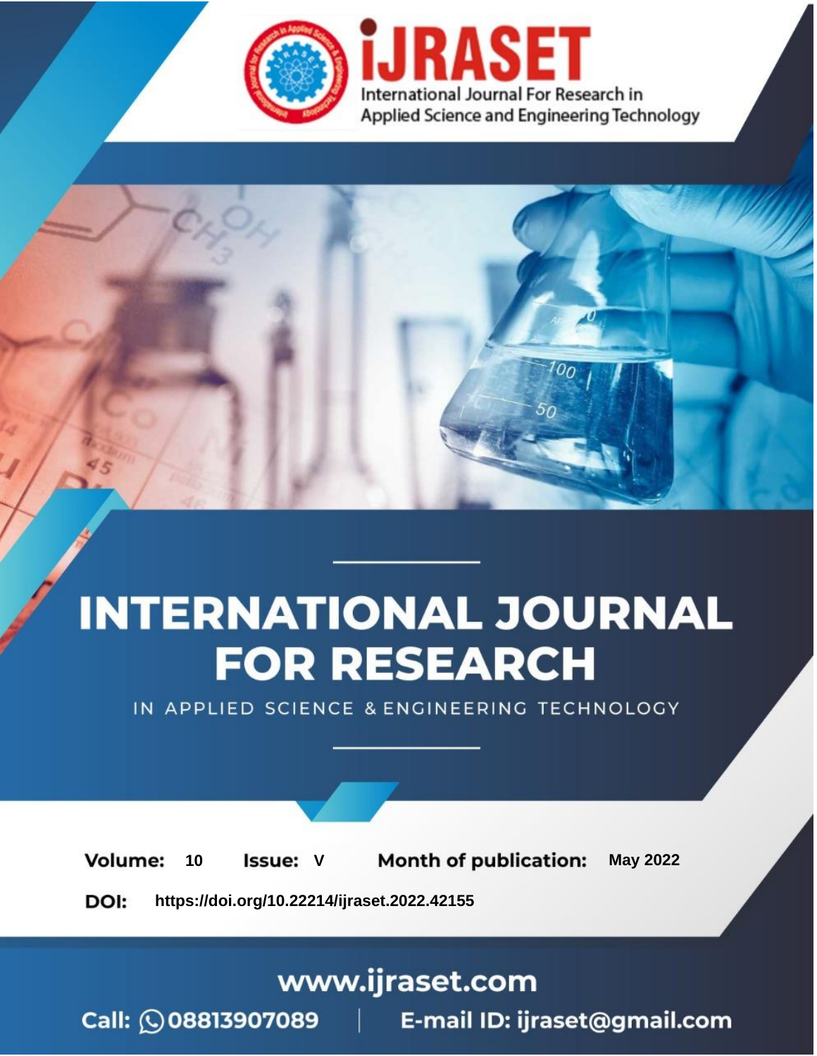iJRASET

International Journal For Research in Applied Science and Engineering Technology

# INTERNATIONAL JOURNAL FOR RESEARCH

IN APPLIED SCIENCE & ENGINEERING TECHNOLOGY

**Volume:** 10 **Issue:** V **Month of publication:** May 2022

**DOI:** https://doi.org/10.22214/ijraset.2022.42155

www.ijraset.com

Call: 08813907089 | E-mail ID: ijraset@gmail.com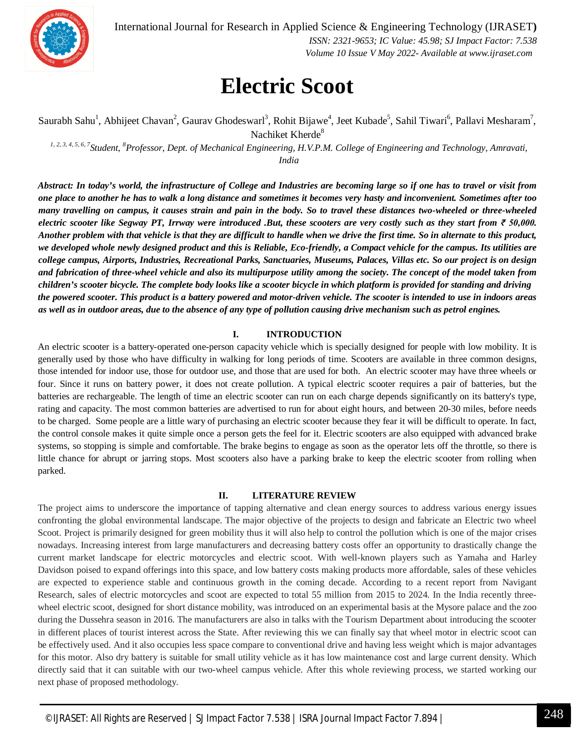# Electric Scoot

Saurabh Sahu[1], Abhijeet Chavan[2], Gaurav Ghodeswarl[3], Rohit Bijawe[4], Jeet Kubade[5], Sahil Tiwari[6], Pallavi Mesharam[7], Nachiket Kherde[8]

*[1, 2, 3, 4, 5, 6, 7]Student, [8]Professor, Dept. of Mechanical Engineering, H.V.P.M. College of Engineering and Technology, Amravati, India*

***Abstract:** In today's world, the infrastructure of College and Industries are becoming large so if one has to travel or visit from one place to another he has to walk a long distance and sometimes it becomes very hasty and inconvenient. Sometimes after too many travelling on campus, it causes strain and pain in the body. So to travel these distances two-wheeled or three-wheeled electric scooter like Segway PT, Irrway were introduced .But, these scooters are very costly such as they start from ₹ 50,000. Another problem with that vehicle is that they are difficult to handle when we drive the first time. So in alternate to this product, we developed whole newly designed product and this is Reliable, Eco-friendly, a Compact vehicle for the campus. Its utilities are college campus, Airports, Industries, Recreational Parks, Sanctuaries, Museums, Palaces, Villas etc. So our project is on design and fabrication of three-wheel vehicle and also its multipurpose utility among the society. The concept of the model taken from children's scooter bicycle. The complete body looks like a scooter bicycle in which platform is provided for standing and driving the powered scooter. This product is a battery powered and motor-driven vehicle. The scooter is intended to use in indoors areas as well as in outdoor areas, due to the absence of any type of pollution causing drive mechanism such as petrol engines.*

## I. INTRODUCTION

An electric scooter is a battery-operated one-person capacity vehicle which is specially designed for people with low mobility. It is generally used by those who have difficulty in walking for long periods of time. Scooters are available in three common designs, those intended for indoor use, those for outdoor use, and those that are used for both. An electric scooter may have three wheels or four. Since it runs on battery power, it does not create pollution. A typical electric scooter requires a pair of batteries, but the batteries are rechargeable. The length of time an electric scooter can run on each charge depends significantly on its battery's type, rating and capacity. The most common batteries are advertised to run for about eight hours, and between 20-30 miles, before needs to be charged. Some people are a little wary of purchasing an electric scooter because they fear it will be difficult to operate. In fact, the control console makes it quite simple once a person gets the feel for it. Electric scooters are also equipped with advanced brake systems, so stopping is simple and comfortable. The brake begins to engage as soon as the operator lets off the throttle, so there is little chance for abrupt or jarring stops. Most scooters also have a parking brake to keep the electric scooter from rolling when parked.

## II. LITERATURE REVIEW

The project aims to underscore the importance of tapping alternative and clean energy sources to address various energy issues confronting the global environmental landscape. The major objective of the projects to design and fabricate an Electric two wheel Scoot. Project is primarily designed for green mobility thus it will also help to control the pollution which is one of the major crises nowadays. Increasing interest from large manufacturers and decreasing battery costs offer an opportunity to drastically change the current market landscape for electric motorcycles and electric scoot. With well-known players such as Yamaha and Harley Davidson poised to expand offerings into this space, and low battery costs making products more affordable, sales of these vehicles are expected to experience stable and continuous growth in the coming decade. According to a recent report from Navigant Research, sales of electric motorcycles and scoot are expected to total 55 million from 2015 to 2024. In the India recently three-wheel electric scoot, designed for short distance mobility, was introduced on an experimental basis at the Mysore palace and the zoo during the Dussehra season in 2016. The manufacturers are also in talks with the Tourism Department about introducing the scooter in different places of tourist interest across the State. After reviewing this we can finally say that wheel motor in electric scoot can be effectively used. And it also occupies less space compare to conventional drive and having less weight which is major advantages for this motor. Also dry battery is suitable for small utility vehicle as it has low maintenance cost and large current density. Which directly said that it can suitable with our two-wheel campus vehicle. After this whole reviewing process, we started working our next phase of proposed methodology.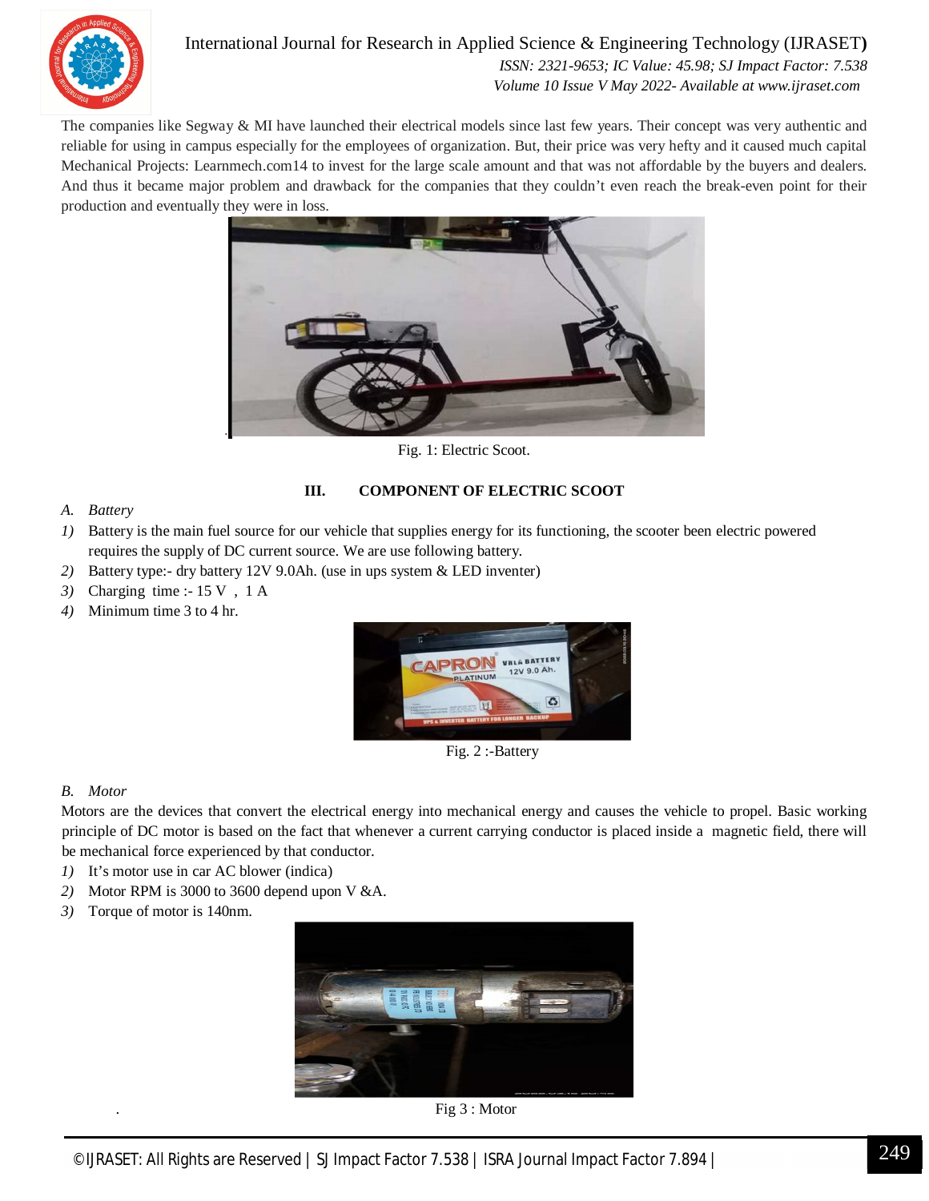The companies like Segway & MI have launched their electrical models since last few years. Their concept was very authentic and reliable for using in campus especially for the employees of organization. But, their price was very hefty and it caused much capital Mechanical Projects: Learnmech.com14 to invest for the large scale amount and that was not affordable by the buyers and dealers. And thus it became major problem and drawback for the companies that they couldn't even reach the break-even point for their production and eventually they were in loss.

Fig. 1: Electric Scoot.

## III. COMPONENT OF ELECTRIC SCOOT

### *A. Battery*

1) Battery is the main fuel source for our vehicle that supplies energy for its functioning, the scooter been electric powered requires the supply of DC current source. We are use following battery.
2) Battery type:- dry battery 12V 9.0Ah. (use in ups system & LED inventer)
3) Charging time :- 15 V , 1 A
4) Minimum time 3 to 4 hr.

Fig. 2 :-Battery

### *B. Motor*

Motors are the devices that convert the electrical energy into mechanical energy and causes the vehicle to propel. Basic working principle of DC motor is based on the fact that whenever a current carrying conductor is placed inside a magnetic field, there will be mechanical force experienced by that conductor.

1) It's motor use in car AC blower (indica)
2) Motor RPM is 3000 to 3600 depend upon V &A.
3) Torque of motor is 140nm.

Fig 3 : Motor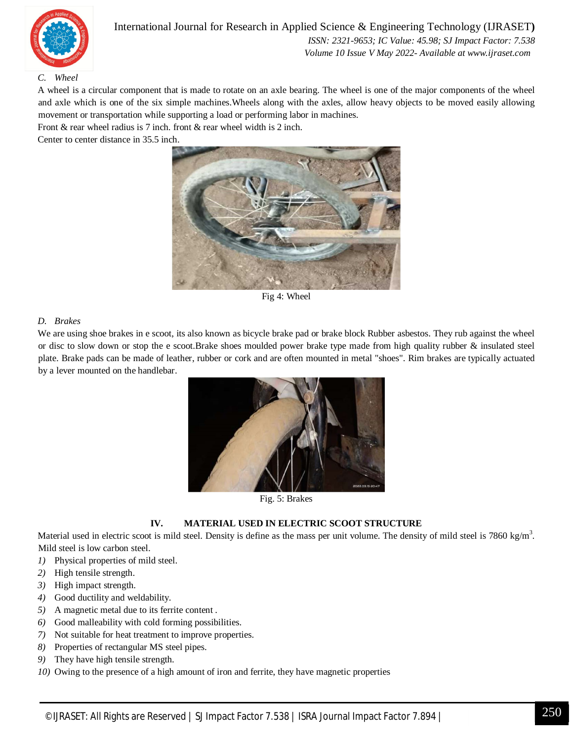### C. Wheel

A wheel is a circular component that is made to rotate on an axle bearing. The wheel is one of the major components of the wheel and axle which is one of the six simple machines.Wheels along with the axles, allow heavy objects to be moved easily allowing movement or transportation while supporting a load or performing labor in machines.

Front & rear wheel radius is 7 inch. front & rear wheel width is 2 inch.

Center to center distance in 35.5 inch.

Fig 4: Wheel

### D. Brakes

We are using shoe brakes in e scoot, its also known as bicycle brake pad or brake block Rubber asbestos. They rub against the wheel or disc to slow down or stop the e scoot.Brake shoes moulded power brake type made from high quality rubber & insulated steel plate. Brake pads can be made of leather, rubber or cork and are often mounted in metal "shoes". Rim brakes are typically actuated by a lever mounted on the handlebar.

Fig. 5: Brakes

## IV. MATERIAL USED IN ELECTRIC SCOOT STRUCTURE

Material used in electric scoot is mild steel. Density is define as the mass per unit volume. The density of mild steel is 7860 $kg/m^3$. Mild steel is low carbon steel.

1) Physical properties of mild steel.
2) High tensile strength.
3) High impact strength.
4) Good ductility and weldability.
5) A magnetic metal due to its ferrite content .
6) Good malleability with cold forming possibilities.
7) Not suitable for heat treatment to improve properties.
8) Properties of rectangular MS steel pipes.
9) They have high tensile strength.
10) Owing to the presence of a high amount of iron and ferrite, they have magnetic properties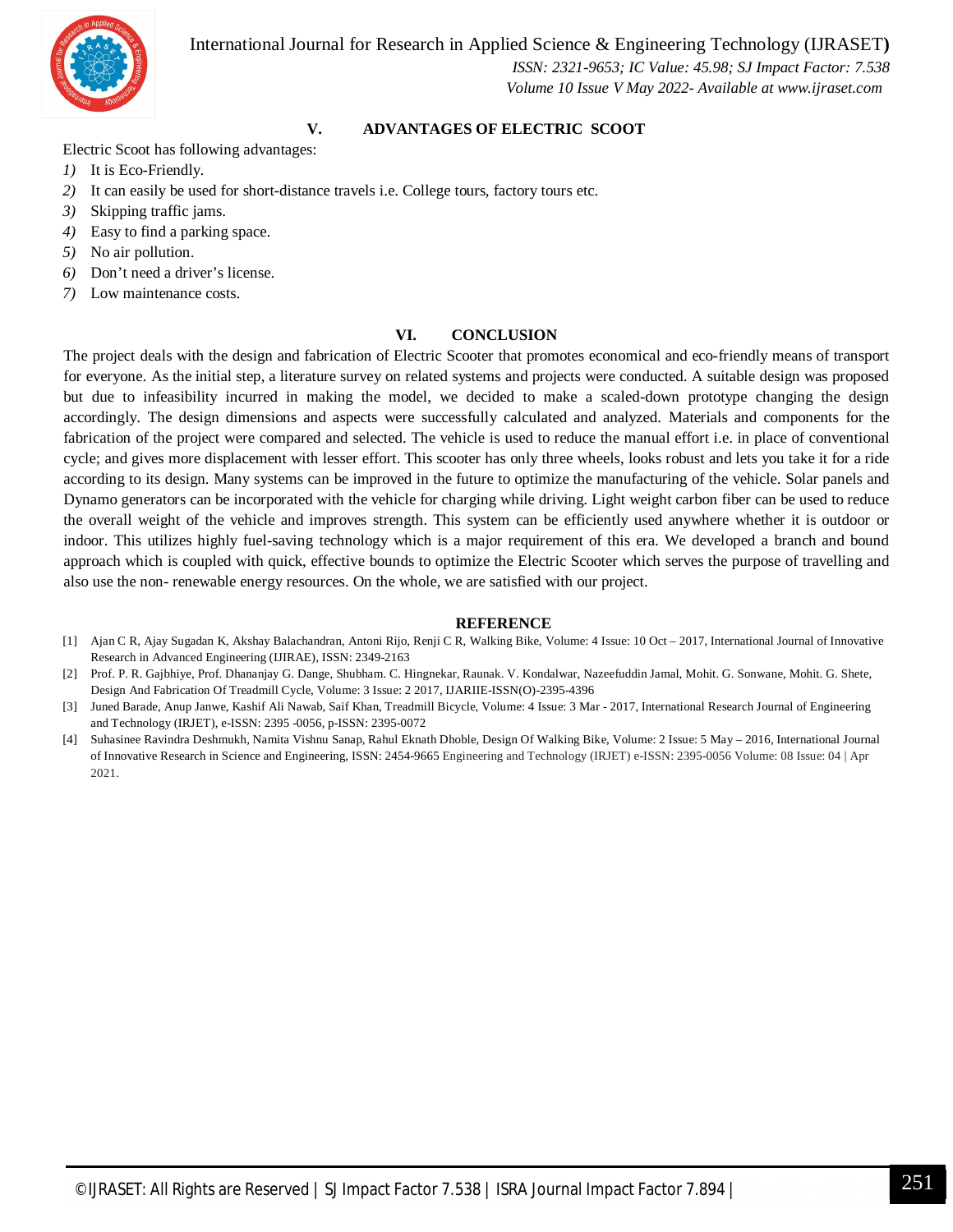## V. ADVANTAGES OF ELECTRIC SCOOT

Electric Scoot has following advantages:

1) It is Eco-Friendly.
2) It can easily be used for short-distance travels i.e. College tours, factory tours etc.
3) Skipping traffic jams.
4) Easy to find a parking space.
5) No air pollution.
6) Don't need a driver's license.
7) Low maintenance costs.

## VI. CONCLUSION

The project deals with the design and fabrication of Electric Scooter that promotes economical and eco-friendly means of transport for everyone. As the initial step, a literature survey on related systems and projects were conducted. A suitable design was proposed but due to infeasibility incurred in making the model, we decided to make a scaled-down prototype changing the design accordingly. The design dimensions and aspects were successfully calculated and analyzed. Materials and components for the fabrication of the project were compared and selected. The vehicle is used to reduce the manual effort i.e. in place of conventional cycle; and gives more displacement with lesser effort. This scooter has only three wheels, looks robust and lets you take it for a ride according to its design. Many systems can be improved in the future to optimize the manufacturing of the vehicle. Solar panels and Dynamo generators can be incorporated with the vehicle for charging while driving. Light weight carbon fiber can be used to reduce the overall weight of the vehicle and improves strength. This system can be efficiently used anywhere whether it is outdoor or indoor. This utilizes highly fuel-saving technology which is a major requirement of this era. We developed a branch and bound approach which is coupled with quick, effective bounds to optimize the Electric Scooter which serves the purpose of travelling and also use the non- renewable energy resources. On the whole, we are satisfied with our project.

## REFERENCE

[1] Ajan C R, Ajay Sugadan K, Akshay Balachandran, Antoni Rijo, Renji C R, Walking Bike, Volume: 4 Issue: 10 Oct – 2017, International Journal of Innovative Research in Advanced Engineering (IJIRAE), ISSN: 2349-2163

[2] Prof. P. R. Gajbhiye, Prof. Dhananjay G. Dange, Shubham. C. Hingnekar, Raunak. V. Kondalwar, Nazeefuddin Jamal, Mohit. G. Sonwane, Mohit. G. Shete, Design And Fabrication Of Treadmill Cycle, Volume: 3 Issue: 2 2017, IJARIIE-ISSN(O)-2395-4396

[3] Juned Barade, Anup Janwe, Kashif Ali Nawab, Saif Khan, Treadmill Bicycle, Volume: 4 Issue: 3 Mar - 2017, International Research Journal of Engineering and Technology (IRJET), e-ISSN: 2395 -0056, p-ISSN: 2395-0072

[4] Suhasinee Ravindra Deshmukh, Namita Vishnu Sanap, Rahul Eknath Dhoble, Design Of Walking Bike, Volume: 2 Issue: 5 May – 2016, International Journal of Innovative Research in Science and Engineering, ISSN: 2454-9665 Engineering and Technology (IRJET) e-ISSN: 2395-0056 Volume: 08 Issue: 04 | Apr 2021.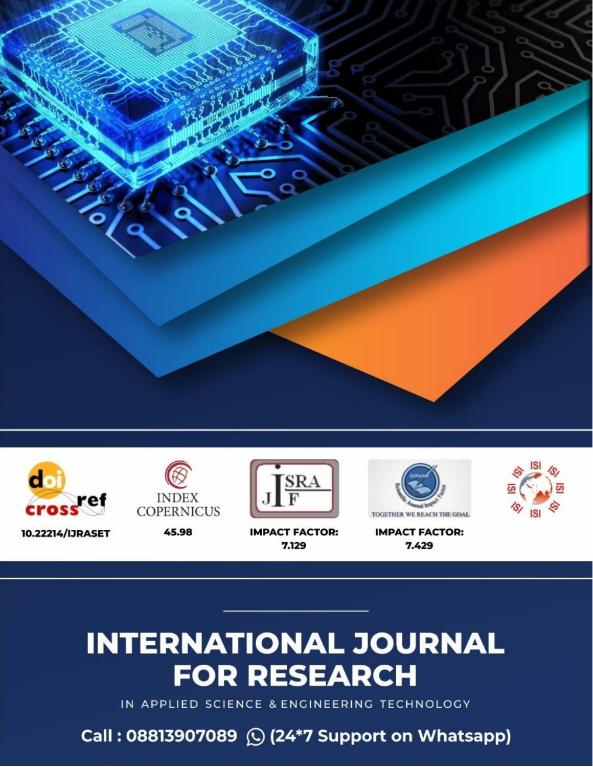10.22214/IJRASET

INDEX COPERNICUS

45.98

IMPACT FACTOR: 7.129

IMPACT FACTOR: 7.429

# INTERNATIONAL JOURNAL FOR RESEARCH

IN APPLIED SCIENCE & ENGINEERING TECHNOLOGY

Call : 08813907089 (24*7 Support on Whatsapp)